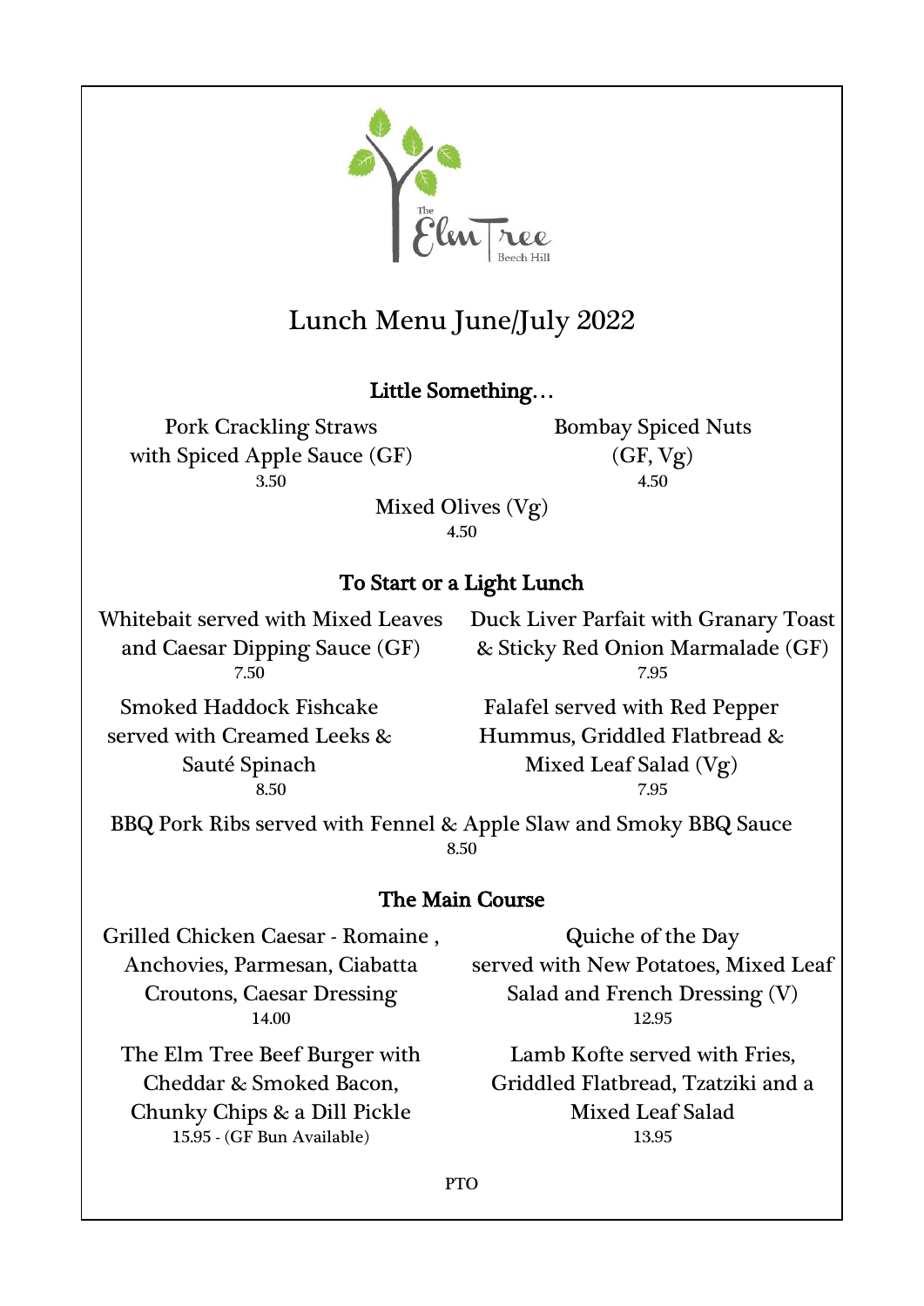The Elm Tree
Beech Hill

# Lunch Menu June/July 2022

## Little Something…

Pork Crackling Straws with Spiced Apple Sauce (GF)
3.50

Bombay Spiced Nuts (GF, Vg)
4.50

Mixed Olives (Vg)
4.50

## To Start or a Light Lunch

Whitebait served with Mixed Leaves and Caesar Dipping Sauce (GF)
7.50

Duck Liver Parfait with Granary Toast & Sticky Red Onion Marmalade (GF)
7.95

Smoked Haddock Fishcake served with Creamed Leeks & Sauté Spinach
8.50

Falafel served with Red Pepper Hummus, Griddled Flatbread & Mixed Leaf Salad (Vg)
7.95

BBQ Pork Ribs served with Fennel & Apple Slaw and Smoky BBQ Sauce
8.50

## The Main Course

Grilled Chicken Caesar - Romaine , Anchovies, Parmesan, Ciabatta Croutons, Caesar Dressing
14.00

Quiche of the Day served with New Potatoes, Mixed Leaf Salad and French Dressing (V)
12.95

The Elm Tree Beef Burger with Cheddar & Smoked Bacon, Chunky Chips & a Dill Pickle
15.95 - (GF Bun Available)

Lamb Kofte served with Fries, Griddled Flatbread, Tzatziki and a Mixed Leaf Salad
13.95

PTO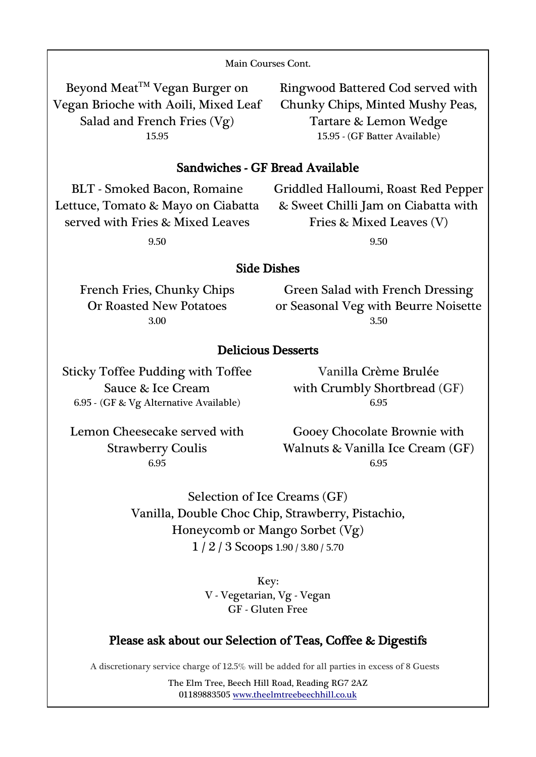Main Courses Cont.

Beyond Meat™ Vegan Burger on Vegan Brioche with Aoili, Mixed Leaf Salad and French Fries (Vg)
15.95

Ringwood Battered Cod served with Chunky Chips, Minted Mushy Peas, Tartare & Lemon Wedge
15.95 - (GF Batter Available)

## Sandwiches - GF Bread Available

BLT - Smoked Bacon, Romaine Lettuce, Tomato & Mayo on Ciabatta served with Fries & Mixed Leaves
9.50

Griddled Halloumi, Roast Red Pepper & Sweet Chilli Jam on Ciabatta with Fries & Mixed Leaves (V)
9.50

## Side Dishes

French Fries, Chunky Chips Or Roasted New Potatoes
3.00

Green Salad with French Dressing or Seasonal Veg with Beurre Noisette
3.50

## Delicious Desserts

Sticky Toffee Pudding with Toffee Sauce & Ice Cream
6.95 - (GF & Vg Alternative Available)

Vanilla Crème Brulée with Crumbly Shortbread (GF)
6.95

Lemon Cheesecake served with Strawberry Coulis
6.95

Gooey Chocolate Brownie with Walnuts & Vanilla Ice Cream (GF)
6.95

Selection of Ice Creams (GF)
Vanilla, Double Choc Chip, Strawberry, Pistachio, Honeycomb or Mango Sorbet (Vg)
1 / 2 / 3 Scoops 1.90 / 3.80 / 5.70

Key:
V - Vegetarian, Vg - Vegan
GF - Gluten Free

## Please ask about our Selection of Teas, Coffee & Digestifs

A discretionary service charge of 12.5% will be added for all parties in excess of 8 Guests

The Elm Tree, Beech Hill Road, Reading RG7 2AZ
01189883505 www.theelmtreebeechhill.co.uk